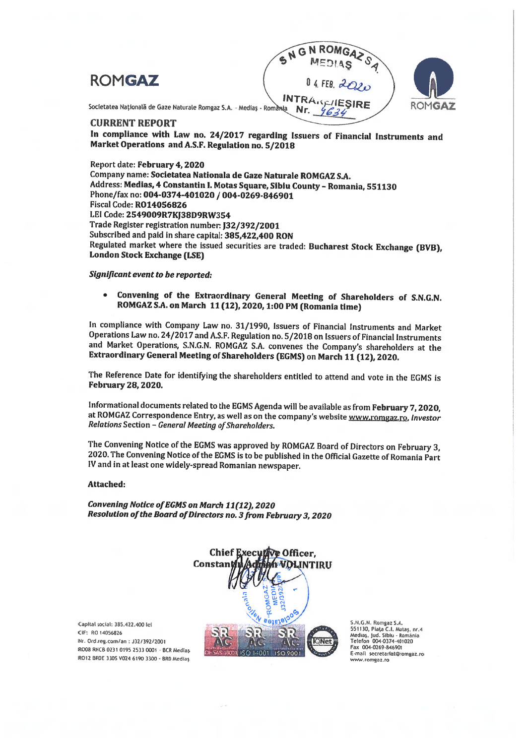# ROMGAZ

Societatea Naţională de Gaze Naturale Romgaz S.A. - Mediaş - România

S N G N ROMGAZ S.A.
MEDIAŞ
04 FEB. 2020
INTRARE/IEŞIRE
Nr. 4634

## CURRENT REPORT

**In compliance with Law no. 24/2017 regarding Issuers of Financial Instruments and Market Operations and A.S.F. Regulation no. 5/2018**

Report date: **February 4, 2020**
Company name: **Societatea Nationala de Gaze Naturale ROMGAZ S.A.**
Address: **Medias, 4 Constantin I. Motas Square, Sibiu County – Romania, 551130**
Phone/fax no: **004-0374-401020 / 004-0269-846901**
Fiscal Code: **RO14056826**
LEI Code: **2549009R7KJ38D9RW354**
Trade Register registration number: **J32/392/2001**
Subscribed and paid in share capital: **385,422,400 RON**
Regulated market where the issued securities are traded: **Bucharest Stock Exchange (BVB), London Stock Exchange (LSE)**

***Significant event to be reported:***

- **Convening of the Extraordinary General Meeting of Shareholders of S.N.G.N. ROMGAZ S.A. on March 11 (12), 2020, 1:00 PM (Romania time)**

In compliance with Company Law no. 31/1990, Issuers of Financial Instruments and Market Operations Law no. 24/2017 and A.S.F. Regulation no. 5/2018 on Issuers of Financial Instruments and Market Operations, S.N.G.N. ROMGAZ S.A. convenes the Company's shareholders at the **Extraordinary General Meeting of Shareholders (EGMS)** on **March 11 (12), 2020.**

The Reference Date for identifying the shareholders entitled to attend and vote in the EGMS is **February 28, 2020.**

Informational documents related to the EGMS Agenda will be available as from **February 7, 2020**, at ROMGAZ Correspondence Entry, as well as on the company's website www.romgaz.ro, *Investor Relations* Section – *General Meeting of Shareholders.*

The Convening Notice of the EGMS was approved by ROMGAZ Board of Directors on February 3, 2020. The Convening Notice of the EGMS is to be published in the Official Gazette of Romania Part IV and in at least one widely-spread Romanian newspaper.

**Attached:**

***Convening Notice of EGMS on March 11(12), 2020***
***Resolution of the Board of Directors no. 3 from February 3, 2020***

**Chief Executive Officer,**
**Constantin Adrian VOLINTIRU**

Capital social: 385.422.400 lei
CIF: RO 14056826
Nr. Ord.reg.com/an : J32/392/2001
RO08 RNCB 0231 0195 2533 0001 - BCR Mediaş
RO12 BRDE 330S V024 6190 3300 - BRD Mediaş

S.N.G.N. Romgaz S.A.
551130, Piaţa C.I. Motaş, nr.4
Mediaş, jud. Sibiu - România
Telefon 004-0374-401020
Fax 004-0269-846901
E-mail secretariat@romgaz.ro
www.romgaz.ro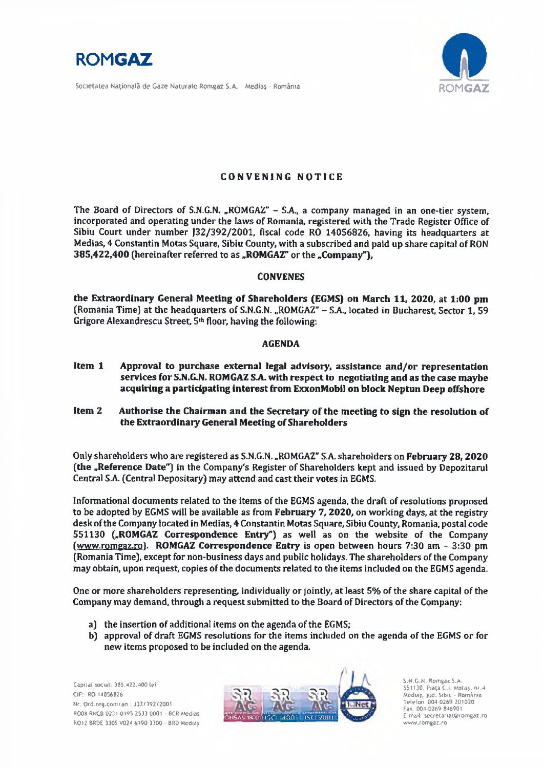ROMGAZ

Societatea Naţională de Gaze Naturale Romgaz S.A. Mediaş - România

## CONVENING NOTICE

The Board of Directors of S.N.G.N. „ROMGAZ" – S.A., a company managed in an one-tier system, incorporated and operating under the laws of Romania, registered with the Trade Register Office of Sibiu Court under number J32/392/2001, fiscal code RO 14056826, having its headquarters at Medias, 4 Constantin Motas Square, Sibiu County, with a subscribed and paid up share capital of RON **385,422,400** (hereinafter referred to as **„ROMGAZ"** or the **„Company"**),

**CONVENES**

**the Extraordinary General Meeting of Shareholders (EGMS) on March 11, 2020, at 1:00 pm** (Romania Time) at the headquarters of S.N.G.N. „ROMGAZ" – S.A., located in Bucharest, Sector 1, 59 Grigore Alexandrescu Street, 5th floor, having the following:

**AGENDA**

**Item 1 Approval to purchase external legal advisory, assistance and/or representation services for S.N.G.N. ROMGAZ S.A. with respect to negotiating and as the case maybe acquiring a participating interest from ExxonMobil on block Neptun Deep offshore**

**Item 2 Authorise the Chairman and the Secretary of the meeting to sign the resolution of the Extraordinary General Meeting of Shareholders**

Only shareholders who are registered as S.N.G.N. „ROMGAZ" S.A. shareholders on **February 28, 2020 (the „Reference Date")** in the Company's Register of Shareholders kept and issued by Depozitarul Central S.A. (Central Depositary) may attend and cast their votes in EGMS.

Informational documents related to the items of the EGMS agenda, the draft of resolutions proposed to be adopted by EGMS will be available as from **February 7, 2020,** on working days, at the registry desk of the Company located in Medias, 4 Constantin Motas Square, Sibiu County, Romania, postal code 551130 (**„ROMGAZ Correspondence Entry"**) as well as on the website of the Company (www.romgaz.ro). **ROMGAZ Correspondence Entry** is open between hours 7:30 am – 3:30 pm (Romania Time), except for non-business days and public holidays. The shareholders of the Company may obtain, upon request, copies of the documents related to the items included on the EGMS agenda.

One or more shareholders representing, individually or jointly, at least 5% of the share capital of the Company may demand, through a request submitted to the Board of Directors of the Company:

a) the insertion of additional items on the agenda of the EGMS;
b) approval of draft EGMS resolutions for the items included on the agenda of the EGMS or for new items proposed to be included on the agenda.

Capital social: 385.422.400 lei
CIF: RO 14056826
Nr. Ord.reg.com/an: J32/392/2001
RO08 RNCB 0231 0195 2533 0001 - BCR Medias
RO12 BRDE 330S V024 6190 3300 - BRD Mediaş

S.N.G.N. Romgaz S.A.
551130, Piaţa C.I. Motaş, nr.4
Mediaş, jud. Sibiu - România
Telefon 004-0269-201020
Fax 004-0269-846901
E-mail secretariat@romgaz.ro
www.romgaz.ro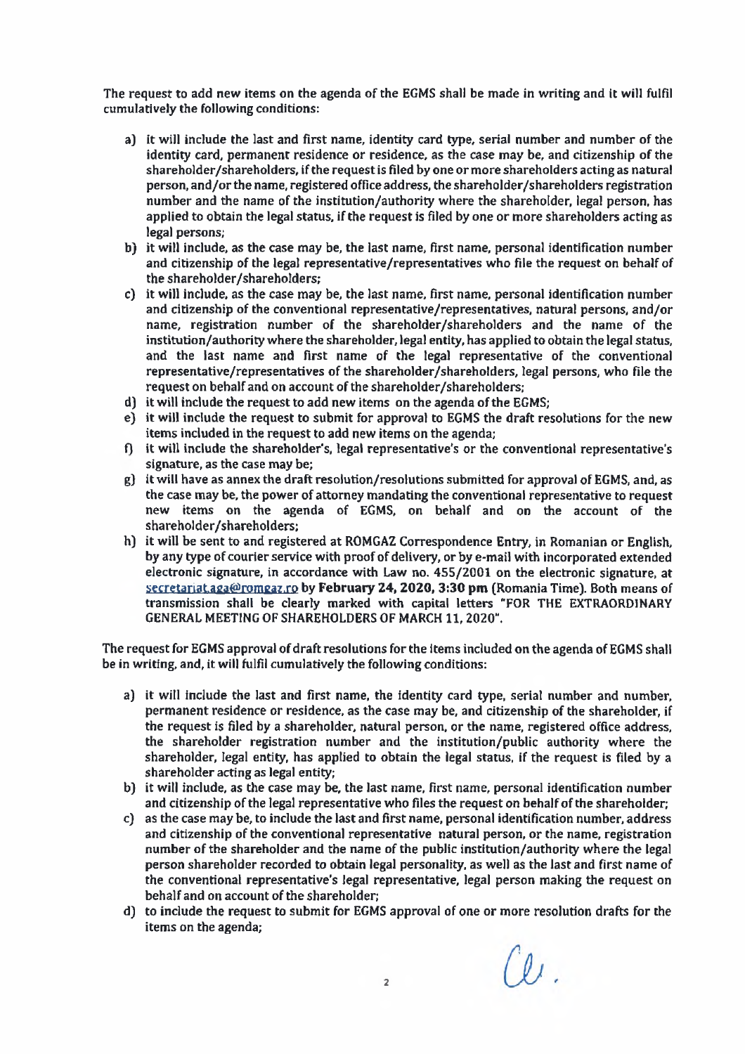The request to add new items on the agenda of the EGMS shall be made in writing and it will fulfil cumulatively the following conditions:

a) it will include the last and first name, identity card type, serial number and number of the identity card, permanent residence or residence, as the case may be, and citizenship of the shareholder/shareholders, if the request is filed by one or more shareholders acting as natural person, and/or the name, registered office address, the shareholder/shareholders registration number and the name of the institution/authority where the shareholder, legal person, has applied to obtain the legal status, if the request is filed by one or more shareholders acting as legal persons;
b) it will include, as the case may be, the last name, first name, personal identification number and citizenship of the legal representative/representatives who file the request on behalf of the shareholder/shareholders;
c) it will include, as the case may be, the last name, first name, personal identification number and citizenship of the conventional representative/representatives, natural persons, and/or name, registration number of the shareholder/shareholders and the name of the institution/authority where the shareholder, legal entity, has applied to obtain the legal status, and the last name and first name of the legal representative of the conventional representative/representatives of the shareholder/shareholders, legal persons, who file the request on behalf and on account of the shareholder/shareholders;
d) it will include the request to add new items on the agenda of the EGMS;
e) it will include the request to submit for approval to EGMS the draft resolutions for the new items included in the request to add new items on the agenda;
f) it will include the shareholder's, legal representative's or the conventional representative's signature, as the case may be;
g) it will have as annex the draft resolution/resolutions submitted for approval of EGMS, and, as the case may be, the power of attorney mandating the conventional representative to request new items on the agenda of EGMS, on behalf and on the account of the shareholder/shareholders;
h) it will be sent to and registered at ROMGAZ Correspondence Entry, in Romanian or English, by any type of courier service with proof of delivery, or by e-mail with incorporated extended electronic signature, in accordance with Law no. 455/2001 on the electronic signature, at secretariat.aga@romgaz.ro **by February 24, 2020, 3:30 pm** (Romania Time). Both means of transmission shall be clearly marked with capital letters "FOR THE EXTRAORDINARY GENERAL MEETING OF SHAREHOLDERS OF MARCH 11, 2020".

The request for EGMS approval of draft resolutions for the items included on the agenda of EGMS shall be in writing, and, it will fulfil cumulatively the following conditions:

a) it will include the last and first name, the identity card type, serial number and number, permanent residence or residence, as the case may be, and citizenship of the shareholder, if the request is filed by a shareholder, natural person, or the name, registered office address, the shareholder registration number and the institution/public authority where the shareholder, legal entity, has applied to obtain the legal status, if the request is filed by a shareholder acting as legal entity;
b) it will include, as the case may be, the last name, first name, personal identification number and citizenship of the legal representative who files the request on behalf of the shareholder;
c) as the case may be, to include the last and first name, personal identification number, address and citizenship of the conventional representative natural person, or the name, registration number of the shareholder and the name of the public institution/authority where the legal person shareholder recorded to obtain legal personality, as well as the last and first name of the conventional representative's legal representative, legal person making the request on behalf and on account of the shareholder;
d) to include the request to submit for EGMS approval of one or more resolution drafts for the items on the agenda;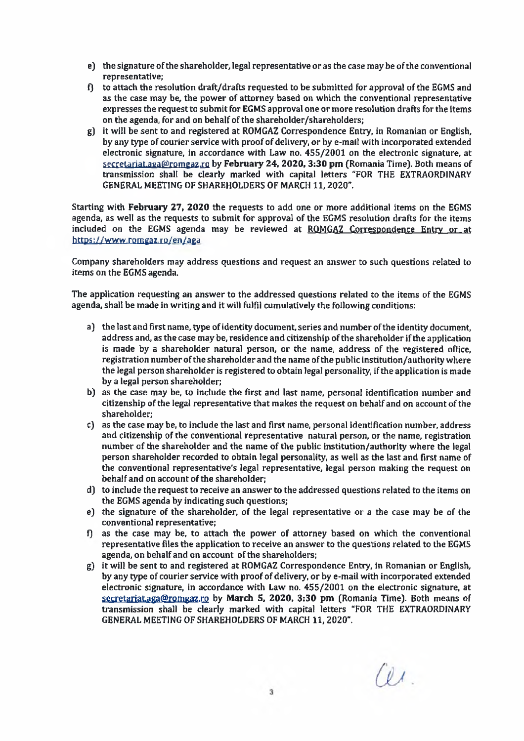e) the signature of the shareholder, legal representative or as the case may be of the conventional representative;
f) to attach the resolution draft/drafts requested to be submitted for approval of the EGMS and as the case may be, the power of attorney based on which the conventional representative expresses the request to submit for EGMS approval one or more resolution drafts for the items on the agenda, for and on behalf of the shareholder/shareholders;
g) it will be sent to and registered at ROMGAZ Correspondence Entry, in Romanian or English, by any type of courier service with proof of delivery, or by e-mail with incorporated extended electronic signature, in accordance with Law no. 455/2001 on the electronic signature, at secretariat.aga@romgaz.ro by **February 24, 2020, 3:30 pm** (Romania Time). Both means of transmission shall be clearly marked with capital letters "FOR THE EXTRAORDINARY GENERAL MEETING OF SHAREHOLDERS OF MARCH 11, 2020".

Starting with **February 27, 2020** the requests to add one or more additional items on the EGMS agenda, as well as the requests to submit for approval of the EGMS resolution drafts for the items included on the EGMS agenda may be reviewed at ROMGAZ Correspondence Entry or at https://www.romgaz.ro/en/aga

Company shareholders may address questions and request an answer to such questions related to items on the EGMS agenda.

The application requesting an answer to the addressed questions related to the items of the EGMS agenda, shall be made in writing and it will fulfil cumulatively the following conditions:

a) the last and first name, type of identity document, series and number of the identity document, address and, as the case may be, residence and citizenship of the shareholder if the application is made by a shareholder natural person, or the name, address of the registered office, registration number of the shareholder and the name of the public institution/authority where the legal person shareholder is registered to obtain legal personality, if the application is made by a legal person shareholder;
b) as the case may be, to include the first and last name, personal identification number and citizenship of the legal representative that makes the request on behalf and on account of the shareholder;
c) as the case may be, to include the last and first name, personal identification number, address and citizenship of the conventional representative natural person, or the name, registration number of the shareholder and the name of the public institution/authority where the legal person shareholder recorded to obtain legal personality, as well as the last and first name of the conventional representative's legal representative, legal person making the request on behalf and on account of the shareholder;
d) to include the request to receive an answer to the addressed questions related to the items on the EGMS agenda by indicating such questions;
e) the signature of the shareholder, of the legal representative or a the case may be of the conventional representative;
f) as the case may be, to attach the power of attorney based on which the conventional representative files the application to receive an answer to the questions related to the EGMS agenda, on behalf and on account of the shareholders;
g) it will be sent to and registered at ROMGAZ Correspondence Entry, in Romanian or English, by any type of courier service with proof of delivery, or by e-mail with incorporated extended electronic signature, in accordance with Law no. 455/2001 on the electronic signature, at secretariat.aga@romgaz.ro by **March 5, 2020, 3:30 pm** (Romania Time). Both means of transmission shall be clearly marked with capital letters "FOR THE EXTRAORDINARY GENERAL MEETING OF SHAREHOLDERS OF MARCH 11, 2020".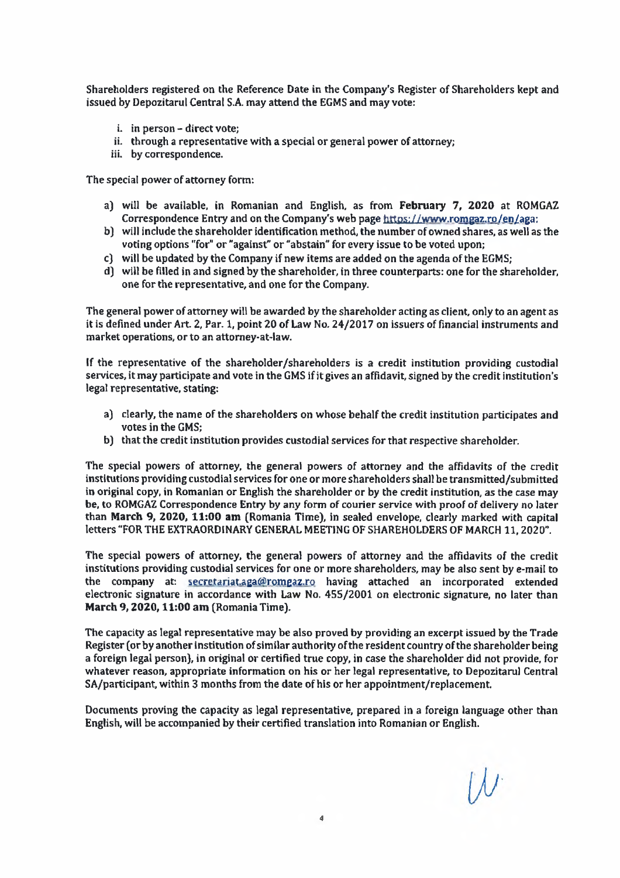Shareholders registered on the Reference Date in the Company's Register of Shareholders kept and issued by Depozitarul Central S.A. may attend the EGMS and may vote:

i. in person – direct vote;
ii. through a representative with a special or general power of attorney;
iii. by correspondence.

The special power of attorney form:

a) will be available, in Romanian and English, as from **February 7, 2020** at ROMGAZ Correspondence Entry and on the Company's web page https://www.romgaz.ro/en/aga;
b) will include the shareholder identification method, the number of owned shares, as well as the voting options "for" or "against" or "abstain" for every issue to be voted upon;
c) will be updated by the Company if new items are added on the agenda of the EGMS;
d) will be filled in and signed by the shareholder, in three counterparts: one for the shareholder, one for the representative, and one for the Company.

The general power of attorney will be awarded by the shareholder acting as client, only to an agent as it is defined under Art. 2, Par. 1, point 20 of Law No. 24/2017 on issuers of financial instruments and market operations, or to an attorney-at-law.

If the representative of the shareholder/shareholders is a credit institution providing custodial services, it may participate and vote in the GMS if it gives an affidavit, signed by the credit institution's legal representative, stating:

a) clearly, the name of the shareholders on whose behalf the credit institution participates and votes in the GMS;
b) that the credit institution provides custodial services for that respective shareholder.

The special powers of attorney, the general powers of attorney and the affidavits of the credit institutions providing custodial services for one or more shareholders shall be transmitted/submitted in original copy, in Romanian or English the shareholder or by the credit institution, as the case may be, to ROMGAZ Correspondence Entry by any form of courier service with proof of delivery no later than **March 9, 2020, 11:00 am** (Romania Time), in sealed envelope, clearly marked with capital letters "FOR THE EXTRAORDINARY GENERAL MEETING OF SHAREHOLDERS OF MARCH 11, 2020".

The special powers of attorney, the general powers of attorney and the affidavits of the credit institutions providing custodial services for one or more shareholders, may be also sent by e-mail to the company at: secretariat.aga@romgaz.ro having attached an incorporated extended electronic signature in accordance with Law No. 455/2001 on electronic signature, no later than **March 9, 2020, 11:00 am** (Romania Time).

The capacity as legal representative may be also proved by providing an excerpt issued by the Trade Register (or by another institution of similar authority of the resident country of the shareholder being a foreign legal person), in original or certified true copy, in case the shareholder did not provide, for whatever reason, appropriate information on his or her legal representative, to Depozitarul Central SA/participant, within 3 months from the date of his or her appointment/replacement.

Documents proving the capacity as legal representative, prepared in a foreign language other than English, will be accompanied by their certified translation into Romanian or English.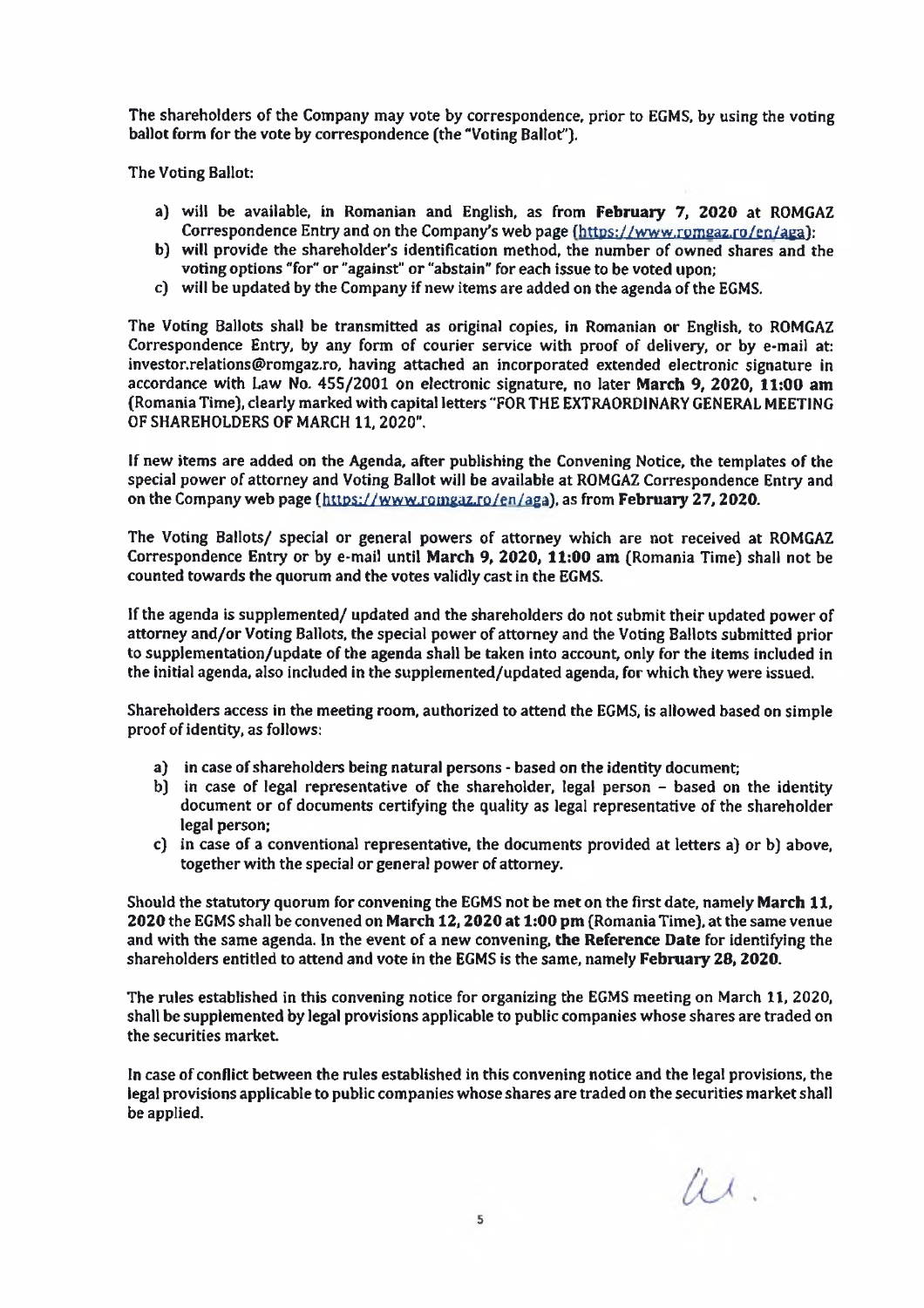The shareholders of the Company may vote by correspondence, prior to EGMS, by using the voting ballot form for the vote by correspondence (the "Voting Ballot").

The Voting Ballot:

a) will be available, in Romanian and English, as from **February 7, 2020** at ROMGAZ Correspondence Entry and on the Company's web page (https://www.romgaz.ro/en/aga);
b) will provide the shareholder's identification method, the number of owned shares and the voting options "for" or "against" or "abstain" for each issue to be voted upon;
c) will be updated by the Company if new items are added on the agenda of the EGMS.

The Voting Ballots shall be transmitted as original copies, in Romanian or English, to ROMGAZ Correspondence Entry, by any form of courier service with proof of delivery, or by e-mail at: investor.relations@romgaz.ro, having attached an incorporated extended electronic signature in accordance with Law No. 455/2001 on electronic signature, no later **March 9, 2020, 11:00 am** (Romania Time), clearly marked with capital letters "FOR THE EXTRAORDINARY GENERAL MEETING OF SHAREHOLDERS OF MARCH 11, 2020".

If new items are added on the Agenda, after publishing the Convening Notice, the templates of the special power of attorney and Voting Ballot will be available at ROMGAZ Correspondence Entry and on the Company web page (https://www.romgaz.ro/en/aga), as from **February 27, 2020**.

The Voting Ballots/ special or general powers of attorney which are not received at ROMGAZ Correspondence Entry or by e-mail until **March 9, 2020, 11:00 am** (Romania Time) shall not be counted towards the quorum and the votes validly cast in the EGMS.

If the agenda is supplemented/ updated and the shareholders do not submit their updated power of attorney and/or Voting Ballots, the special power of attorney and the Voting Ballots submitted prior to supplementation/update of the agenda shall be taken into account, only for the items included in the initial agenda, also included in the supplemented/updated agenda, for which they were issued.

Shareholders access in the meeting room, authorized to attend the EGMS, is allowed based on simple proof of identity, as follows:

a) in case of shareholders being natural persons - based on the identity document;
b) in case of legal representative of the shareholder, legal person – based on the identity document or of documents certifying the quality as legal representative of the shareholder legal person;
c) in case of a conventional representative, the documents provided at letters a) or b) above, together with the special or general power of attorney.

Should the statutory quorum for convening the EGMS not be met on the first date, namely **March 11, 2020** the EGMS shall be convened on **March 12, 2020 at 1:00 pm** (Romania Time), at the same venue and with the same agenda. In the event of a new convening, **the Reference Date** for identifying the shareholders entitled to attend and vote in the EGMS is the same, namely **February 28, 2020**.

The rules established in this convening notice for organizing the EGMS meeting on March 11, 2020, shall be supplemented by legal provisions applicable to public companies whose shares are traded on the securities market.

In case of conflict between the rules established in this convening notice and the legal provisions, the legal provisions applicable to public companies whose shares are traded on the securities market shall be applied.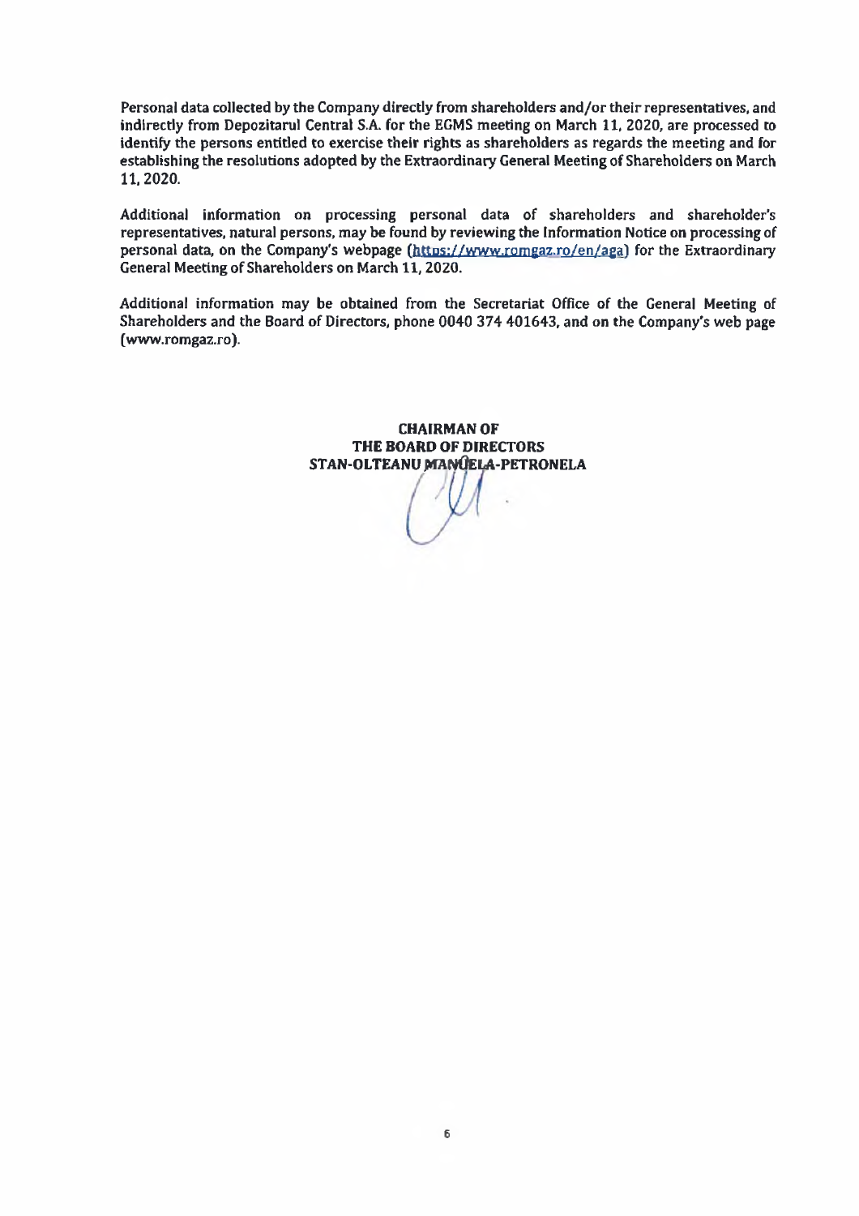Personal data collected by the Company directly from shareholders and/or their representatives, and indirectly from Depozitarul Central S.A. for the EGMS meeting on March 11, 2020, are processed to identify the persons entitled to exercise their rights as shareholders as regards the meeting and for establishing the resolutions adopted by the Extraordinary General Meeting of Shareholders on March 11, 2020.

Additional information on processing personal data of shareholders and shareholder's representatives, natural persons, may be found by reviewing the Information Notice on processing of personal data, on the Company's webpage (https://www.romgaz.ro/en/aga) for the Extraordinary General Meeting of Shareholders on March 11, 2020.

Additional information may be obtained from the Secretariat Office of the General Meeting of Shareholders and the Board of Directors, phone 0040 374 401643, and on the Company's web page (www.romgaz.ro).

**CHAIRMAN OF**
**THE BOARD OF DIRECTORS**
**STAN-OLTEANU MANUELA-PETRONELA**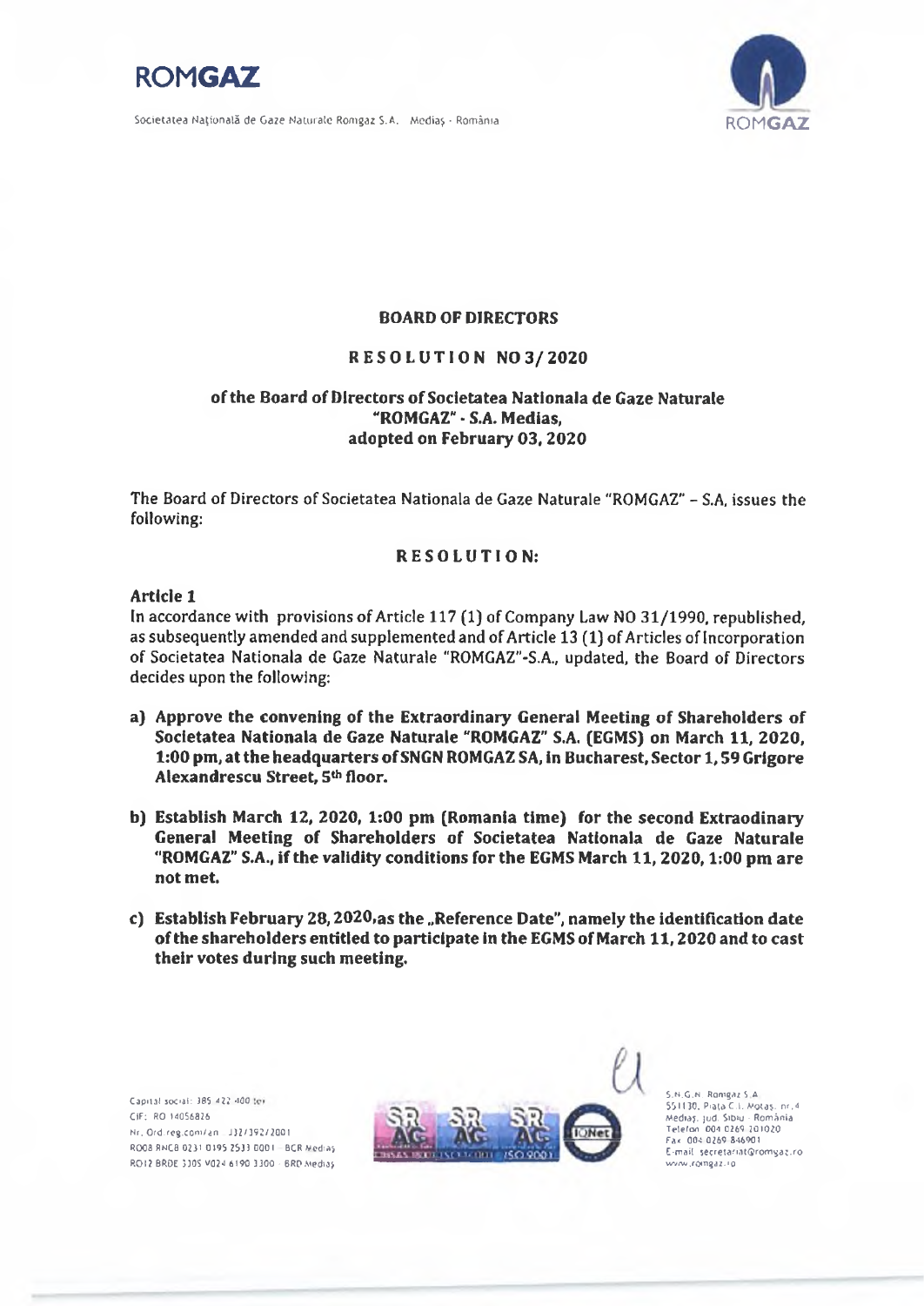# BOARD OF DIRECTORS

## RESOLUTION NO 3/2020

### of the Board of Directors of Societatea Nationala de Gaze Naturale "ROMGAZ" - S.A. Medias, adopted on February 03, 2020

The Board of Directors of Societatea Nationala de Gaze Naturale "ROMGAZ" – S.A. issues the following:

## RESOLUTION:

**Article 1**

In accordance with provisions of Article 117 (1) of Company Law NO 31/1990, republished, as subsequently amended and supplemented and of Article 13 (1) of Articles of Incorporation of Societatea Nationala de Gaze Naturale "ROMGAZ"-S.A., updated, the Board of Directors decides upon the following:

a) **Approve the convening of the Extraordinary General Meeting of Shareholders of Societatea Nationala de Gaze Naturale "ROMGAZ" S.A. (EGMS) on March 11, 2020, 1:00 pm, at the headquarters of SNGN ROMGAZ SA, in Bucharest, Sector 1, 59 Grigore Alexandrescu Street, 5th floor.**

b) **Establish March 12, 2020, 1:00 pm (Romania time) for the second Extraordinary General Meeting of Shareholders of Societatea Nationala de Gaze Naturale "ROMGAZ" S.A., if the validity conditions for the EGMS March 11, 2020, 1:00 pm are not met.**

c) **Establish February 28, 2020, as the „Reference Date", namely the identification date of the shareholders entitled to participate in the EGMS of March 11, 2020 and to cast their votes during such meeting.**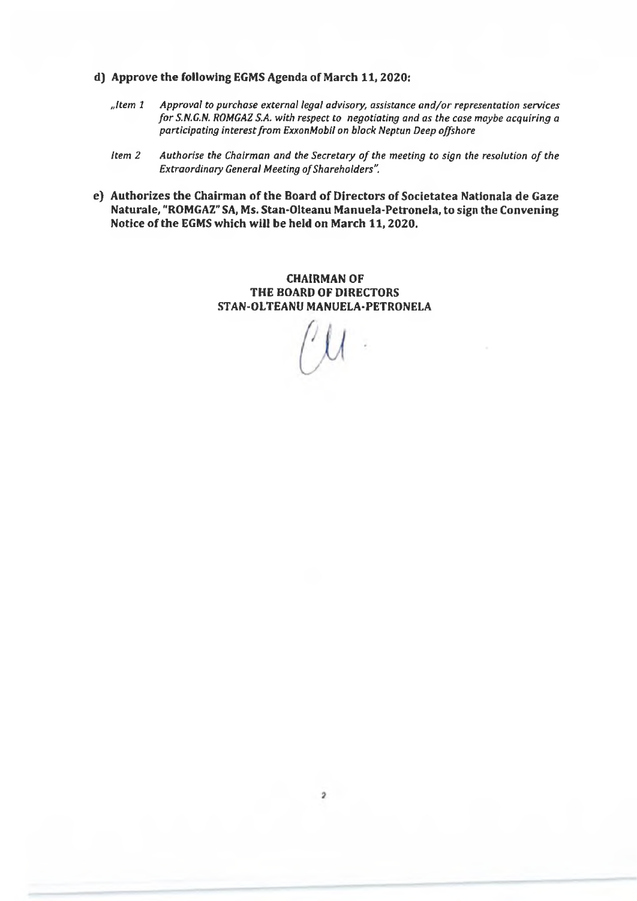**d) Approve the following EGMS Agenda of March 11, 2020:**

*„Item 1 Approval to purchase external legal advisory, assistance and/or representation services for S.N.G.N. ROMGAZ S.A. with respect to negotiating and as the case maybe acquiring a participating interest from ExxonMobil on block Neptun Deep offshore*

*Item 2 Authorise the Chairman and the Secretary of the meeting to sign the resolution of the Extraordinary General Meeting of Shareholders".*

**e) Authorizes the Chairman of the Board of Directors of Societatea Nationala de Gaze Naturale, "ROMGAZ" SA, Ms. Stan-Olteanu Manuela-Petronela, to sign the Convening Notice of the EGMS which will be held on March 11, 2020.**

**CHAIRMAN OF**
**THE BOARD OF DIRECTORS**
**STAN-OLTEANU MANUELA-PETRONELA**